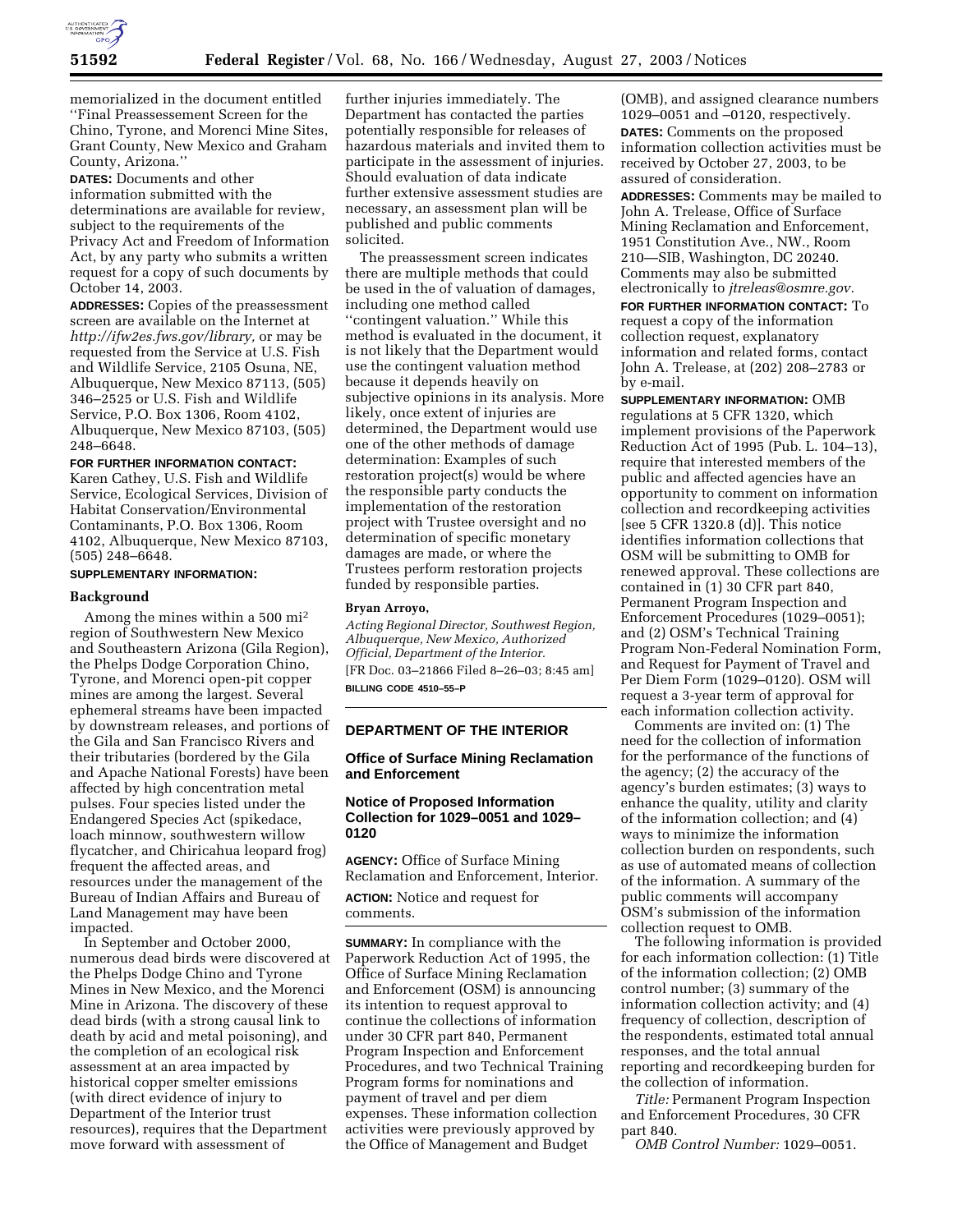memorialized in the document entitled ''Final Preassessement Screen for the Chino, Tyrone, and Morenci Mine Sites, Grant County, New Mexico and Graham County, Arizona.''

**DATES:** Documents and other information submitted with the determinations are available for review, subject to the requirements of the Privacy Act and Freedom of Information Act, by any party who submits a written request for a copy of such documents by October 14, 2003.

**ADDRESSES:** Copies of the preassessment screen are available on the Internet at *http://ifw2es.fws.gov/library,* or may be requested from the Service at U.S. Fish and Wildlife Service, 2105 Osuna, NE, Albuquerque, New Mexico 87113, (505) 346–2525 or U.S. Fish and Wildlife Service, P.O. Box 1306, Room 4102, Albuquerque, New Mexico 87103, (505) 248–6648.

**FOR FURTHER INFORMATION CONTACT:** Karen Cathey, U.S. Fish and Wildlife Service, Ecological Services, Division of Habitat Conservation/Environmental Contaminants, P.O. Box 1306, Room 4102, Albuquerque, New Mexico 87103, (505) 248–6648.

**SUPPLEMENTARY INFORMATION:**

## Background

Among the mines within a 500 mi$^2$ region of Southwestern New Mexico and Southeastern Arizona (Gila Region), the Phelps Dodge Corporation Chino, Tyrone, and Morenci open-pit copper mines are among the largest. Several ephemeral streams have been impacted by downstream releases, and portions of the Gila and San Francisco Rivers and their tributaries (bordered by the Gila and Apache National Forests) have been affected by high concentration metal pulses. Four species listed under the Endangered Species Act (spikedace, loach minnow, southwestern willow flycatcher, and Chiricahua leopard frog) frequent the affected areas, and resources under the management of the Bureau of Indian Affairs and Bureau of Land Management may have been impacted.

In September and October 2000, numerous dead birds were discovered at the Phelps Dodge Chino and Tyrone Mines in New Mexico, and the Morenci Mine in Arizona. The discovery of these dead birds (with a strong causal link to death by acid and metal poisoning), and the completion of an ecological risk assessment at an area impacted by historical copper smelter emissions (with direct evidence of injury to Department of the Interior trust resources), requires that the Department move forward with assessment of further injuries immediately. The Department has contacted the parties potentially responsible for releases of hazardous materials and invited them to participate in the assessment of injuries. Should evaluation of data indicate further extensive assessment studies are necessary, an assessment plan will be published and public comments solicited.

The preassessment screen indicates there are multiple methods that could be used in the of valuation of damages, including one method called ''contingent valuation.'' While this method is evaluated in the document, it is not likely that the Department would use the contingent valuation method because it depends heavily on subjective opinions in its analysis. More likely, once extent of injuries are determined, the Department would use one of the other methods of damage determination: Examples of such restoration project(s) would be where the responsible party conducts the implementation of the restoration project with Trustee oversight and no determination of specific monetary damages are made, or where the Trustees perform restoration projects funded by responsible parties.

**Bryan Arroyo,**

*Acting Regional Director, Southwest Region, Albuquerque, New Mexico, Authorized Official, Department of the Interior.*

[FR Doc. 03–21866 Filed 8–26–03; 8:45 am]

**BILLING CODE 4510–55–P**

---

## DEPARTMENT OF THE INTERIOR

### Office of Surface Mining Reclamation and Enforcement

### Notice of Proposed Information Collection for 1029–0051 and 1029–0120

**AGENCY:** Office of Surface Mining Reclamation and Enforcement, Interior.

**ACTION:** Notice and request for comments.

**SUMMARY:** In compliance with the Paperwork Reduction Act of 1995, the Office of Surface Mining Reclamation and Enforcement (OSM) is announcing its intention to request approval to continue the collections of information under 30 CFR part 840, Permanent Program Inspection and Enforcement Procedures, and two Technical Training Program forms for nominations and payment of travel and per diem expenses. These information collection activities were previously approved by the Office of Management and Budget (OMB), and assigned clearance numbers 1029–0051 and –0120, respectively.

**DATES:** Comments on the proposed information collection activities must be received by October 27, 2003, to be assured of consideration.

**ADDRESSES:** Comments may be mailed to John A. Trelease, Office of Surface Mining Reclamation and Enforcement, 1951 Constitution Ave., NW., Room 210—SIB, Washington, DC 20240. Comments may also be submitted electronically to *jtreleas@osmre.gov.*

**FOR FURTHER INFORMATION CONTACT:** To request a copy of the information collection request, explanatory information and related forms, contact John A. Trelease, at (202) 208–2783 or by e-mail.

**SUPPLEMENTARY INFORMATION:** OMB regulations at 5 CFR 1320, which implement provisions of the Paperwork Reduction Act of 1995 (Pub. L. 104–13), require that interested members of the public and affected agencies have an opportunity to comment on information collection and recordkeeping activities [see 5 CFR 1320.8 (d)]. This notice identifies information collections that OSM will be submitting to OMB for renewed approval. These collections are contained in (1) 30 CFR part 840, Permanent Program Inspection and Enforcement Procedures (1029–0051); and (2) OSM's Technical Training Program Non-Federal Nomination Form, and Request for Payment of Travel and Per Diem Form (1029–0120). OSM will request a 3-year term of approval for each information collection activity.

Comments are invited on: (1) The need for the collection of information for the performance of the functions of the agency; (2) the accuracy of the agency's burden estimates; (3) ways to enhance the quality, utility and clarity of the information collection; and (4) ways to minimize the information collection burden on respondents, such as use of automated means of collection of the information. A summary of the public comments will accompany OSM's submission of the information collection request to OMB.

The following information is provided for each information collection: (1) Title of the information collection; (2) OMB control number; (3) summary of the information collection activity; and (4) frequency of collection, description of the respondents, estimated total annual responses, and the total annual reporting and recordkeeping burden for the collection of information.

*Title:* Permanent Program Inspection and Enforcement Procedures, 30 CFR part 840.

*OMB Control Number:* 1029–0051.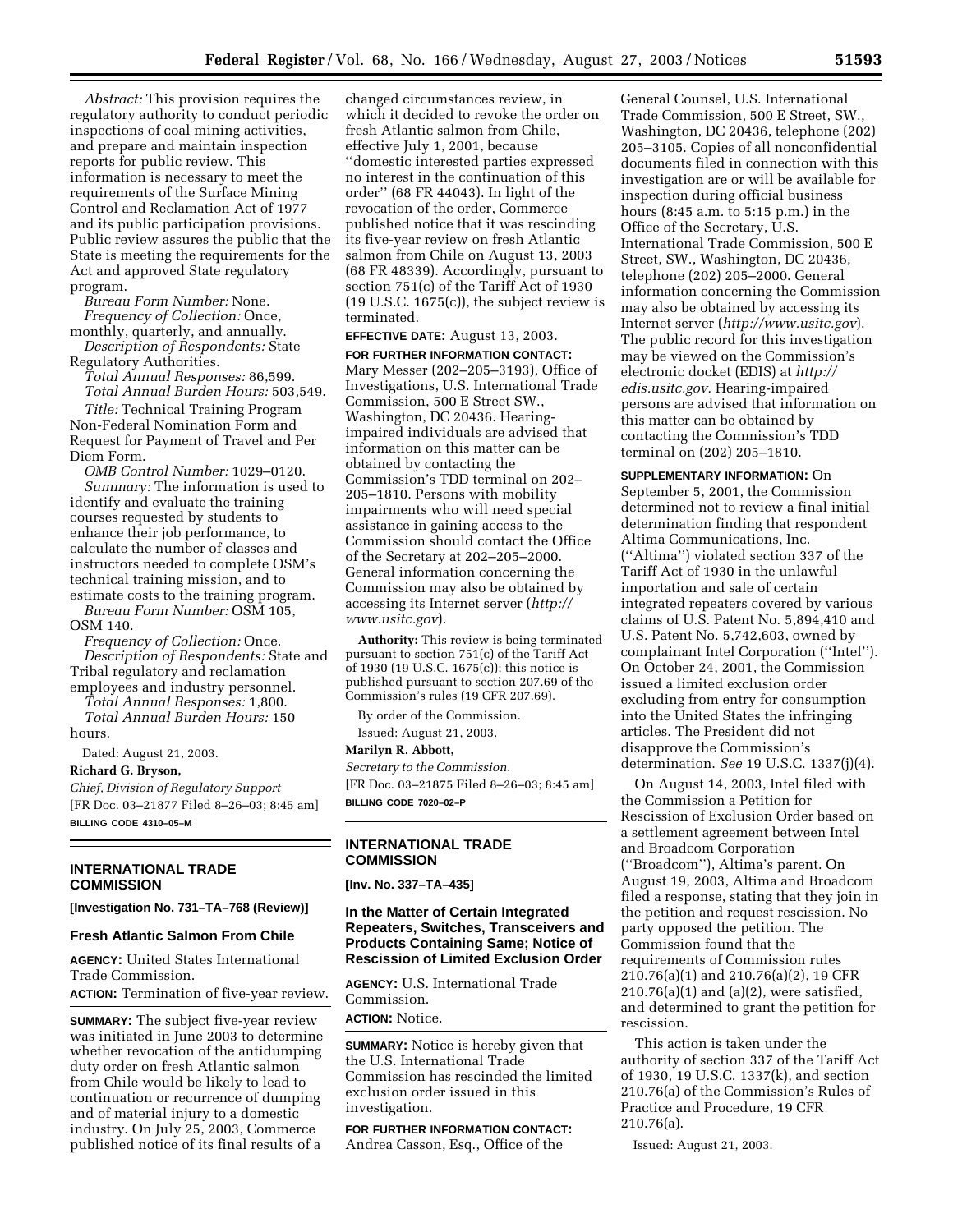*Abstract:* This provision requires the regulatory authority to conduct periodic inspections of coal mining activities, and prepare and maintain inspection reports for public review. This information is necessary to meet the requirements of the Surface Mining Control and Reclamation Act of 1977 and its public participation provisions. Public review assures the public that the State is meeting the requirements for the Act and approved State regulatory program.

*Bureau Form Number:* None.

*Frequency of Collection:* Once, monthly, quarterly, and annually.

*Description of Respondents:* State Regulatory Authorities.

*Total Annual Responses:* 86,599.

*Total Annual Burden Hours:* 503,549.

*Title:* Technical Training Program Non-Federal Nomination Form and Request for Payment of Travel and Per Diem Form.

*OMB Control Number:* 1029–0120.

*Summary:* The information is used to identify and evaluate the training courses requested by students to enhance their job performance, to calculate the number of classes and instructors needed to complete OSM's technical training mission, and to estimate costs to the training program.

*Bureau Form Number:* OSM 105, OSM 140.

*Frequency of Collection:* Once.

*Description of Respondents:* State and Tribal regulatory and reclamation employees and industry personnel.

*Total Annual Responses:* 1,800.

*Total Annual Burden Hours:* 150 hours.

Dated: August 21, 2003.

**Richard G. Bryson,**

*Chief, Division of Regulatory Support*

[FR Doc. 03–21877 Filed 8–26–03; 8:45 am]

**BILLING CODE 4310–05–M**

## INTERNATIONAL TRADE COMMISSION

**[Investigation No. 731–TA–768 (Review)]**

### Fresh Atlantic Salmon From Chile

**AGENCY:** United States International Trade Commission.

**ACTION:** Termination of five-year review.

**SUMMARY:** The subject five-year review was initiated in June 2003 to determine whether revocation of the antidumping duty order on fresh Atlantic salmon from Chile would be likely to lead to continuation or recurrence of dumping and of material injury to a domestic industry. On July 25, 2003, Commerce published notice of its final results of a changed circumstances review, in which it decided to revoke the order on fresh Atlantic salmon from Chile, effective July 1, 2001, because "domestic interested parties expressed no interest in the continuation of this order" (68 FR 44043). In light of the revocation of the order, Commerce published notice that it was rescinding its five-year review on fresh Atlantic salmon from Chile on August 13, 2003 (68 FR 48339). Accordingly, pursuant to section 751(c) of the Tariff Act of 1930 (19 U.S.C. 1675(c)), the subject review is terminated.

**EFFECTIVE DATE:** August 13, 2003.

**FOR FURTHER INFORMATION CONTACT:** Mary Messer (202–205–3193), Office of Investigations, U.S. International Trade Commission, 500 E Street SW., Washington, DC 20436. Hearing-impaired individuals are advised that information on this matter can be obtained by contacting the Commission's TDD terminal on 202–205–1810. Persons with mobility impairments who will need special assistance in gaining access to the Commission should contact the Office of the Secretary at 202–205–2000. General information concerning the Commission may also be obtained by accessing its Internet server (*http://www.usitc.gov*).

**Authority:** This review is being terminated pursuant to section 751(c) of the Tariff Act of 1930 (19 U.S.C. 1675(c)); this notice is published pursuant to section 207.69 of the Commission's rules (19 CFR 207.69).

By order of the Commission.

Issued: August 21, 2003.

**Marilyn R. Abbott,**

*Secretary to the Commission.*

[FR Doc. 03–21875 Filed 8–26–03; 8:45 am]

**BILLING CODE 7020–02–P**

## INTERNATIONAL TRADE COMMISSION

**[Inv. No. 337–TA–435]**

### In the Matter of Certain Integrated Repeaters, Switches, Transceivers and Products Containing Same; Notice of Rescission of Limited Exclusion Order

**AGENCY:** U.S. International Trade Commission.

**ACTION:** Notice.

**SUMMARY:** Notice is hereby given that the U.S. International Trade Commission has rescinded the limited exclusion order issued in this investigation.

**FOR FURTHER INFORMATION CONTACT:** Andrea Casson, Esq., Office of the General Counsel, U.S. International Trade Commission, 500 E Street, SW., Washington, DC 20436, telephone (202) 205–3105. Copies of all nonconfidential documents filed in connection with this investigation are or will be available for inspection during official business hours (8:45 a.m. to 5:15 p.m.) in the Office of the Secretary, U.S. International Trade Commission, 500 E Street, SW., Washington, DC 20436, telephone (202) 205–2000. General information concerning the Commission may also be obtained by accessing its Internet server (*http://www.usitc.gov*). The public record for this investigation may be viewed on the Commission's electronic docket (EDIS) at *http://edis.usitc.gov.* Hearing-impaired persons are advised that information on this matter can be obtained by contacting the Commission's TDD terminal on (202) 205–1810.

**SUPPLEMENTARY INFORMATION:** On September 5, 2001, the Commission determined not to review a final initial determination finding that respondent Altima Communications, Inc. ("Altima") violated section 337 of the Tariff Act of 1930 in the unlawful importation and sale of certain integrated repeaters covered by various claims of U.S. Patent No. 5,894,410 and U.S. Patent No. 5,742,603, owned by complainant Intel Corporation ("Intel"). On October 24, 2001, the Commission issued a limited exclusion order excluding from entry for consumption into the United States the infringing articles. The President did not disapprove the Commission's determination. *See* 19 U.S.C. 1337(j)(4).

On August 14, 2003, Intel filed with the Commission a Petition for Rescission of Exclusion Order based on a settlement agreement between Intel and Broadcom Corporation ("Broadcom"), Altima's parent. On August 19, 2003, Altima and Broadcom filed a response, stating that they join in the petition and request rescission. No party opposed the petition. The Commission found that the requirements of Commission rules 210.76(a)(1) and 210.76(a)(2), 19 CFR 210.76(a)(1) and (a)(2), were satisfied, and determined to grant the petition for rescission.

This action is taken under the authority of section 337 of the Tariff Act of 1930, 19 U.S.C. 1337(k), and section 210.76(a) of the Commission's Rules of Practice and Procedure, 19 CFR 210.76(a).

Issued: August 21, 2003.